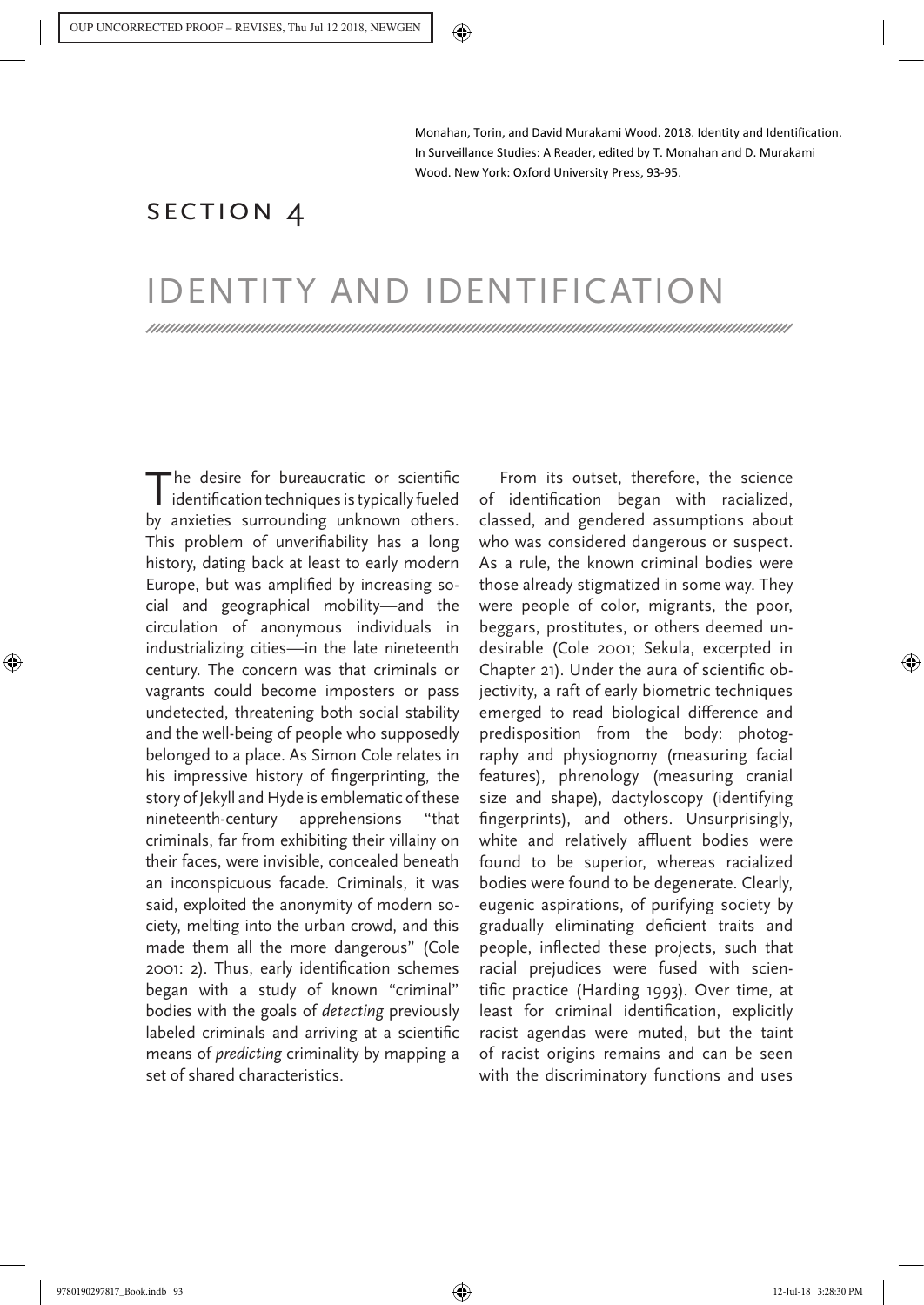Monahan, Torin, and David Murakami Wood. 2018. Identity and Identification. In Surveillance Studies: A Reader, edited by T. Monahan and D. Murakami Wood. New York: Oxford University Press, 93-95.

## SECTION 4

# IDENTITY AND IDENTIFICATION

The desire for bureaucratic or scientific identification techniques is typically fueled by anxieties surrounding unknown others. This problem of unverifiability has a long history, dating back at least to early modern Europe, but was amplified by increasing social and geographical mobility—and the circulation of anonymous individuals in industrializing cities—in the late nineteenth century. The concern was that criminals or vagrants could become imposters or pass undetected, threatening both social stability and the well-being of people who supposedly belonged to a place. As Simon Cole relates in his impressive history of fingerprinting, the story of Jekyll and Hyde is emblematic of these nineteenth-century apprehensions "that criminals, far from exhibiting their villainy on their faces, were invisible, concealed beneath an inconspicuous facade. Criminals, it was said, exploited the anonymity of modern society, melting into the urban crowd, and this made them all the more dangerous" (Cole 2001: 2). Thus, early identification schemes began with a study of known "criminal" bodies with the goals of *detecting* previously labeled criminals and arriving at a scientific means of *predicting* criminality by mapping a set of shared characteristics.

From its outset, therefore, the science of identification began with racialized, classed, and gendered assumptions about who was considered dangerous or suspect. As a rule, the known criminal bodies were those already stigmatized in some way. They were people of color, migrants, the poor, beggars, prostitutes, or others deemed undesirable (Cole 2001; Sekula, excerpted in Chapter 21). Under the aura of scientific objectivity, a raft of early biometric techniques emerged to read biological difference and predisposition from the body: photography and physiognomy (measuring facial features), phrenology (measuring cranial size and shape), dactyloscopy (identifying fingerprints), and others. Unsurprisingly, white and relatively affluent bodies were found to be superior, whereas racialized bodies were found to be degenerate. Clearly, eugenic aspirations, of purifying society by gradually eliminating deficient traits and people, inflected these projects, such that racial prejudices were fused with scientific practice (Harding 1993). Over time, at least for criminal identification, explicitly racist agendas were muted, but the taint of racist origins remains and can be seen with the discriminatory functions and uses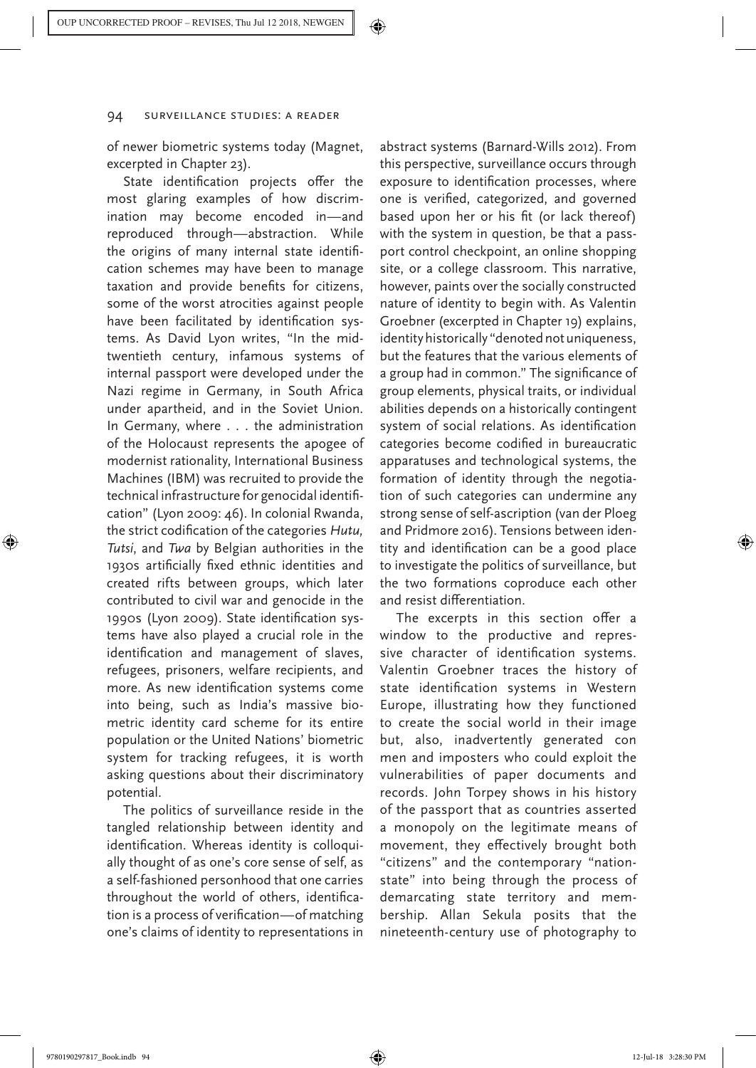of newer biometric systems today (Magnet, excerpted in Chapter 23).

State identification projects offer the most glaring examples of how discrimination may become encoded in—and reproduced through—abstraction. While the origins of many internal state identification schemes may have been to manage taxation and provide benefits for citizens, some of the worst atrocities against people have been facilitated by identification systems. As David Lyon writes, "In the mid-twentieth century, infamous systems of internal passport were developed under the Nazi regime in Germany, in South Africa under apartheid, and in the Soviet Union. In Germany, where . . . the administration of the Holocaust represents the apogee of modernist rationality, International Business Machines (IBM) was recruited to provide the technical infrastructure for genocidal identification" (Lyon 2009: 46). In colonial Rwanda, the strict codification of the categories *Hutu, Tutsi*, and *Twa* by Belgian authorities in the 1930s artificially fixed ethnic identities and created rifts between groups, which later contributed to civil war and genocide in the 1990s (Lyon 2009). State identification systems have also played a crucial role in the identification and management of slaves, refugees, prisoners, welfare recipients, and more. As new identification systems come into being, such as India's massive biometric identity card scheme for its entire population or the United Nations' biometric system for tracking refugees, it is worth asking questions about their discriminatory potential.

The politics of surveillance reside in the tangled relationship between identity and identification. Whereas identity is colloquially thought of as one's core sense of self, as a self-fashioned personhood that one carries throughout the world of others, identification is a process of verification—of matching one's claims of identity to representations in abstract systems (Barnard-Wills 2012). From this perspective, surveillance occurs through exposure to identification processes, where one is verified, categorized, and governed based upon her or his fit (or lack thereof) with the system in question, be that a passport control checkpoint, an online shopping site, or a college classroom. This narrative, however, paints over the socially constructed nature of identity to begin with. As Valentin Groebner (excerpted in Chapter 19) explains, identity historically "denoted not uniqueness, but the features that the various elements of a group had in common." The significance of group elements, physical traits, or individual abilities depends on a historically contingent system of social relations. As identification categories become codified in bureaucratic apparatuses and technological systems, the formation of identity through the negotiation of such categories can undermine any strong sense of self-ascription (van der Ploeg and Pridmore 2016). Tensions between identity and identification can be a good place to investigate the politics of surveillance, but the two formations coproduce each other and resist differentiation.

The excerpts in this section offer a window to the productive and repressive character of identification systems. Valentin Groebner traces the history of state identification systems in Western Europe, illustrating how they functioned to create the social world in their image but, also, inadvertently generated con men and imposters who could exploit the vulnerabilities of paper documents and records. John Torpey shows in his history of the passport that as countries asserted a monopoly on the legitimate means of movement, they effectively brought both "citizens" and the contemporary "nation-state" into being through the process of demarcating state territory and membership. Allan Sekula posits that the nineteenth-century use of photography to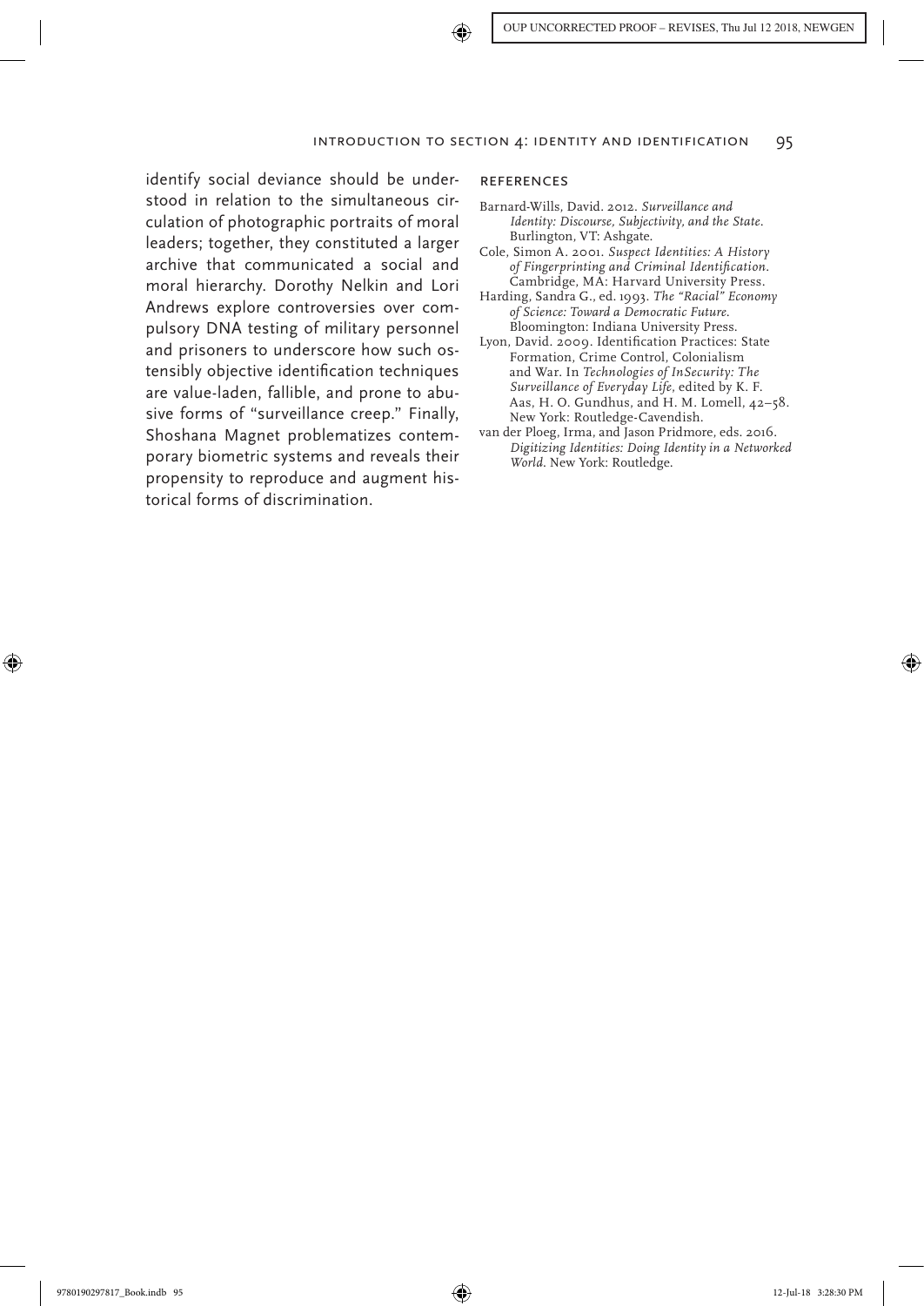identify social deviance should be understood in relation to the simultaneous circulation of photographic portraits of moral leaders; together, they constituted a larger archive that communicated a social and moral hierarchy. Dorothy Nelkin and Lori Andrews explore controversies over compulsory DNA testing of military personnel and prisoners to underscore how such ostensibly objective identification techniques are value-laden, fallible, and prone to abusive forms of "surveillance creep." Finally, Shoshana Magnet problematizes contemporary biometric systems and reveals their propensity to reproduce and augment historical forms of discrimination.

## References

Barnard-Wills, David. 2012. *Surveillance and Identity: Discourse, Subjectivity, and the State*. Burlington, VT: Ashgate.

Cole, Simon A. 2001. *Suspect Identities: A History of Fingerprinting and Criminal Identification*. Cambridge, MA: Harvard University Press.

Harding, Sandra G., ed. 1993. *The "Racial" Economy of Science: Toward a Democratic Future*. Bloomington: Indiana University Press.

Lyon, David. 2009. Identification Practices: State Formation, Crime Control, Colonialism and War. In *Technologies of InSecurity: The Surveillance of Everyday Life*, edited by K. F. Aas, H. O. Gundhus, and H. M. Lomell, 42–58. New York: Routledge-Cavendish.

van der Ploeg, Irma, and Jason Pridmore, eds. 2016. *Digitizing Identities: Doing Identity in a Networked World*. New York: Routledge.